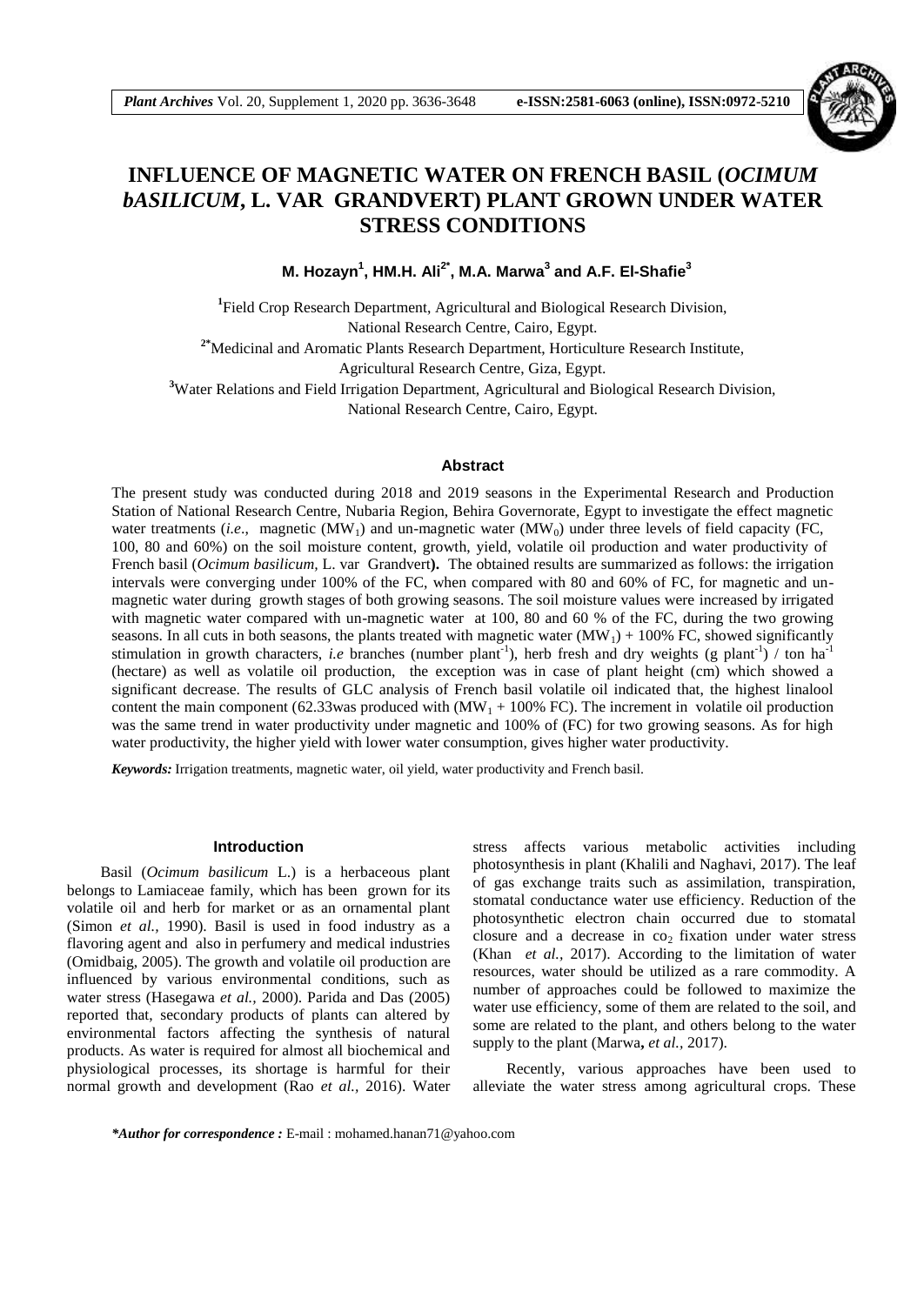# INFLUENCE OF MAGNETIC WATER ON FRENCH BASIL (*OCIMUM bASILICUM*, L. VAR GRANDVERT) PLANT GROWN UNDER WATER STRESS CONDITIONS

**M. Hozayn[1], HM.H. Ali[2*], M.A. Marwa[3] and A.F. El-Shafie[3]**

[1]Field Crop Research Department, Agricultural and Biological Research Division, National Research Centre, Cairo, Egypt.

[2*]Medicinal and Aromatic Plants Research Department, Horticulture Research Institute, Agricultural Research Centre, Giza, Egypt.

[3]Water Relations and Field Irrigation Department, Agricultural and Biological Research Division, National Research Centre, Cairo, Egypt.

## Abstract

The present study was conducted during 2018 and 2019 seasons in the Experimental Research and Production Station of National Research Centre, Nubaria Region, Behira Governorate, Egypt to investigate the effect magnetic water treatments (*i.e*., magnetic ($MW_1$) and un-magnetic water ($MW_0$) under three levels of field capacity (FC, 100, 80 and 60%) on the soil moisture content, growth, yield, volatile oil production and water productivity of French basil (*Ocimum basilicum*, L. var Grandvert**).** The obtained results are summarized as follows: the irrigation intervals were converging under 100% of the FC, when compared with 80 and 60% of FC, for magnetic and un-magnetic water during growth stages of both growing seasons. The soil moisture values were increased by irrigated with magnetic water compared with un-magnetic water at 100, 80 and 60 % of the FC, during the two growing seasons. In all cuts in both seasons, the plants treated with magnetic water ($MW_1$) + 100% FC, showed significantly stimulation in growth characters, *i.e* branches (number plant$^{-1}$), herb fresh and dry weights (g plant$^{-1}$) / ton ha$^{-1}$ (hectare) as well as volatile oil production, the exception was in case of plant height (cm) which showed a significant decrease. The results of GLC analysis of French basil volatile oil indicated that, the highest linalool content the main component (62.33was produced with ($MW_1$ + 100% FC). The increment in volatile oil production was the same trend in water productivity under magnetic and 100% of (FC) for two growing seasons. As for high water productivity, the higher yield with lower water consumption, gives higher water productivity.

***Keywords:*** Irrigation treatments, magnetic water, oil yield, water productivity and French basil.

## Introduction

Basil (*Ocimum basilicum* L.) is a herbaceous plant belongs to Lamiaceae family, which has been grown for its volatile oil and herb for market or as an ornamental plant (Simon *et al.,* 1990). Basil is used in food industry as a flavoring agent and also in perfumery and medical industries (Omidbaig, 2005). The growth and volatile oil production are influenced by various environmental conditions, such as water stress (Hasegawa *et al.,* 2000). Parida and Das (2005) reported that, secondary products of plants can altered by environmental factors affecting the synthesis of natural products. As water is required for almost all biochemical and physiological processes, its shortage is harmful for their normal growth and development (Rao *et al.,* 2016). Water stress affects various metabolic activities including photosynthesis in plant (Khalili and Naghavi, 2017). The leaf of gas exchange traits such as assimilation, transpiration, stomatal conductance water use efficiency. Reduction of the photosynthetic electron chain occurred due to stomatal closure and a decrease in $co_2$ fixation under water stress (Khan *et al.,* 2017). According to the limitation of water resources, water should be utilized as a rare commodity. A number of approaches could be followed to maximize the water use efficiency, some of them are related to the soil, and some are related to the plant, and others belong to the water supply to the plant (Marwa**,** *et al.,* 2017).

Recently, various approaches have been used to alleviate the water stress among agricultural crops. These

***\*Author for correspondence :*** E-mail : mohamed.hanan71@yahoo.com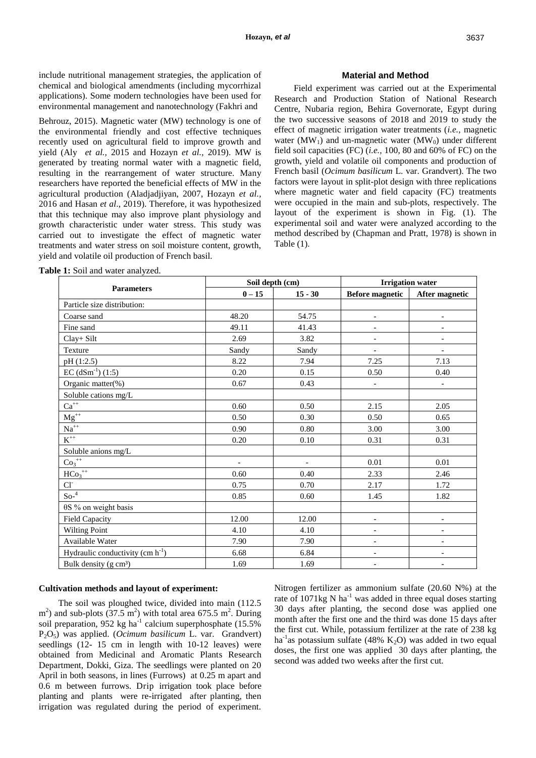include nutritional management strategies, the application of chemical and biological amendments (including mycorrhizal applications). Some modern technologies have been used for environmental management and nanotechnology (Fakhri and Behrouz, 2015). Magnetic water (MW) technology is one of the environmental friendly and cost effective techniques recently used on agricultural field to improve growth and yield (Aly *et al.,* 2015 and Hozayn *et al.,* 2019). MW is generated by treating normal water with a magnetic field, resulting in the rearrangement of water structure. Many researchers have reported the beneficial effects of MW in the agricultural production (Aladjadjiyan, 2007, Hozayn *et al.,* 2016 and Hasan *et al*., 2019). Therefore, it was hypothesized that this technique may also improve plant physiology and growth characteristic under water stress. This study was carried out to investigate the effect of magnetic water treatments and water stress on soil moisture content, growth, yield and volatile oil production of French basil.

## Material and Method

Field experiment was carried out at the Experimental Research and Production Station of National Research Centre, Nubaria region, Behira Governorate, Egypt during the two successive seasons of 2018 and 2019 to study the effect of magnetic irrigation water treatments (*i.e.,* magnetic water ($MW_1$) and un-magnetic water ($MW_0$) under different field soil capacities (FC) (*i.e.,* 100, 80 and 60% of FC) on the growth, yield and volatile oil components and production of French basil (*Ocimum basilicum* L. var. Grandvert). The two factors were layout in split-plot design with three replications where magnetic water and field capacity (FC) treatments were occupied in the main and sub-plots, respectively. The layout of the experiment is shown in Fig. (1). The experimental soil and water were analyzed according to the method described by (Chapman and Pratt, 1978) is shown in Table (1).

**Table 1:** Soil and water analyzed.

| Parameters | Soil depth (cm) | | Irrigation water | |
|---|---|---|---|---|
| | 0 – 15 | 15 - 30 | Before magnetic | After magnetic |
| Particle size distribution: | | | | |
| Coarse sand | 48.20 | 54.75 | - | - |
| Fine sand | 49.11 | 41.43 | - | - |
| Clay+ Silt | 2.69 | 3.82 | - | - |
| Texture | Sandy | Sandy | - | - |
| pH (1:2.5) | 8.22 | 7.94 | 7.25 | 7.13 |
| EC ($dSm^{-1}$) (1:5) | 0.20 | 0.15 | 0.50 | 0.40 |
| Organic matter(%) | 0.67 | 0.43 | - | - |
| Soluble cations mg/L | | | | |
| $Ca^{++}$ | 0.60 | 0.50 | 2.15 | 2.05 |
| $Mg^{++}$ | 0.50 | 0.30 | 0.50 | 0.65 |
| $Na^{++}$ | 0.90 | 0.80 | 3.00 | 3.00 |
| $K^{++}$ | 0.20 | 0.10 | 0.31 | 0.31 |
| Soluble anions mg/L | | | | |
| $Co_3^{++}$ | - | - | 0.01 | 0.01 |
| $HCo_3^{++}$ | 0.60 | 0.40 | 2.33 | 2.46 |
| $Cl^-$ | 0.75 | 0.70 | 2.17 | 1.72 |
| $So^{-4}$ | 0.85 | 0.60 | 1.45 | 1.82 |
| θS % on weight basis | | | | |
| Field Capacity | 12.00 | 12.00 | - | - |
| Wilting Point | 4.10 | 4.10 | - | - |
| Available Water | 7.90 | 7.90 | - | - |
| Hydraulic conductivity ($cm\ h^{-1}$) | 6.68 | 6.84 | - | - |
| Bulk density ($g\ cm^3$) | 1.69 | 1.69 | - | - |

### Cultivation methods and layout of experiment:

The soil was ploughed twice, divided into main (112.5 $m^2$) and sub-plots (37.5 $m^2$) with total area 675.5 $m^2$. During soil preparation, 952 kg $ha^{-1}$ calcium superphosphate (15.5% $P_2O_5$) was applied. (*Ocimum basilicum* L. var. Grandvert) seedlings (12- 15 cm in length with 10-12 leaves) were obtained from Medicinal and Aromatic Plants Research Department, Dokki, Giza. The seedlings were planted on 20 April in both seasons, in lines (Furrows) at 0.25 m apart and 0.6 m between furrows. Drip irrigation took place before planting and plants were re-irrigated after planting, then irrigation was regulated during the period of experiment. Nitrogen fertilizer as ammonium sulfate (20.60 N%) at the rate of 1071kg N $ha^{-1}$ was added in three equal doses starting 30 days after planting, the second dose was applied one month after the first one and the third was done 15 days after the first cut. While, potassium fertilizer at the rate of 238 kg $ha^{-1}$as potassium sulfate (48% $K_2O$) was added in two equal doses, the first one was applied 30 days after planting, the second was added two weeks after the first cut.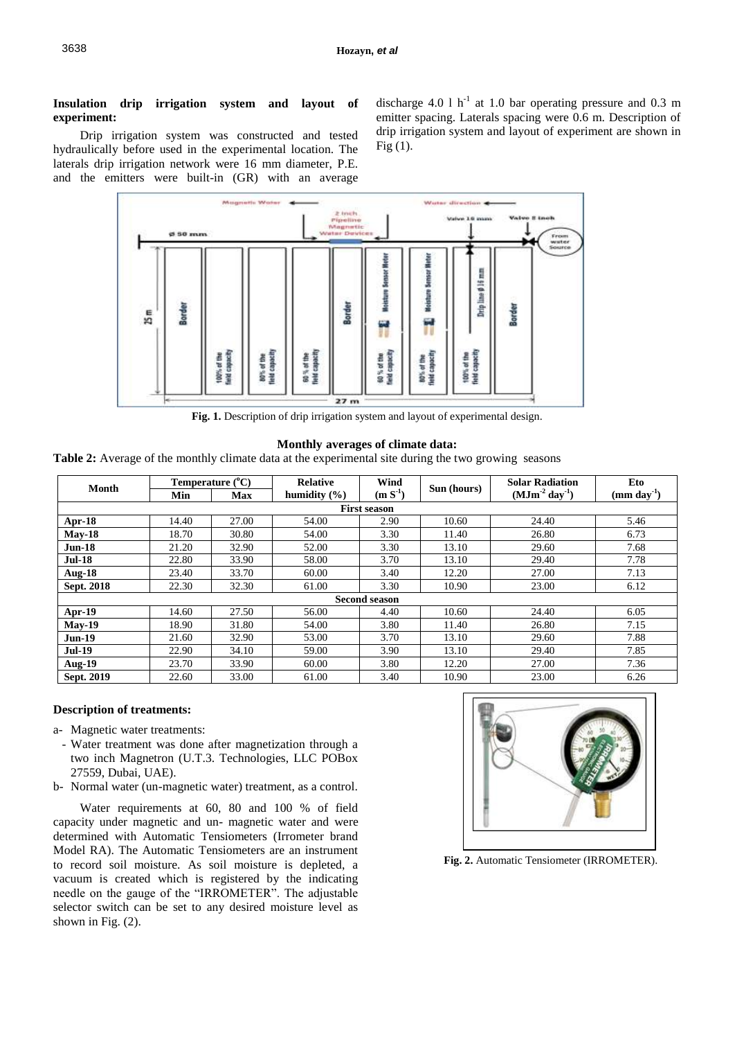**Insulation drip irrigation system and layout of experiment:**

Drip irrigation system was constructed and tested hydraulically before used in the experimental location. The laterals drip irrigation network were 16 mm diameter, P.E. and the emitters were built-in (GR) with an average discharge 4.0 l $h^{-1}$ at 1.0 bar operating pressure and 0.3 m emitter spacing. Laterals spacing were 0.6 m. Description of drip irrigation system and layout of experiment are shown in Fig (1).

**Fig. 1.** Description of drip irrigation system and layout of experimental design.

**Monthly averages of climate data:**

**Table 2:** Average of the monthly climate data at the experimental site during the two growing seasons

| Month | Temperature (°C) | | Relative humidity (%) | Wind ($m\ S^{-1}$) | Sun (hours) | Solar Radiation ($MJm^{-2}\ day^{-1}$) | Eto ($mm\ day^{-1}$) |
|---|---|---|---|---|---|---|---|
| | Min | Max | | | | | |
| **First season** | | | | | | | |
| **Apr-18** | 14.40 | 27.00 | 54.00 | 2.90 | 10.60 | 24.40 | 5.46 |
| **May-18** | 18.70 | 30.80 | 54.00 | 3.30 | 11.40 | 26.80 | 6.73 |
| **Jun-18** | 21.20 | 32.90 | 52.00 | 3.30 | 13.10 | 29.60 | 7.68 |
| **Jul-18** | 22.80 | 33.90 | 58.00 | 3.70 | 13.10 | 29.40 | 7.78 |
| **Aug-18** | 23.40 | 33.70 | 60.00 | 3.40 | 12.20 | 27.00 | 7.13 |
| **Sept. 2018** | 22.30 | 32.30 | 61.00 | 3.30 | 10.90 | 23.00 | 6.12 |
| **Second season** | | | | | | | |
| **Apr-19** | 14.60 | 27.50 | 56.00 | 4.40 | 10.60 | 24.40 | 6.05 |
| **May-19** | 18.90 | 31.80 | 54.00 | 3.80 | 11.40 | 26.80 | 7.15 |
| **Jun-19** | 21.60 | 32.90 | 53.00 | 3.70 | 13.10 | 29.60 | 7.88 |
| **Jul-19** | 22.90 | 34.10 | 59.00 | 3.90 | 13.10 | 29.40 | 7.85 |
| **Aug-19** | 23.70 | 33.90 | 60.00 | 3.80 | 12.20 | 27.00 | 7.36 |
| **Sept. 2019** | 22.60 | 33.00 | 61.00 | 3.40 | 10.90 | 23.00 | 6.26 |

**Description of treatments:**

a- Magnetic water treatments:
  - Water treatment was done after magnetization through a two inch Magnetron (U.T.3. Technologies, LLC POBox 27559, Dubai, UAE).

b- Normal water (un-magnetic water) treatment, as a control.

Water requirements at 60, 80 and 100 % of field capacity under magnetic and un- magnetic water and were determined with Automatic Tensiometers (Irrometer brand Model RA). The Automatic Tensiometers are an instrument to record soil moisture. As soil moisture is depleted, a vacuum is created which is registered by the indicating needle on the gauge of the "IRROMETER". The adjustable selector switch can be set to any desired moisture level as shown in Fig. (2).

**Fig. 2.** Automatic Tensiometer (IRROMETER).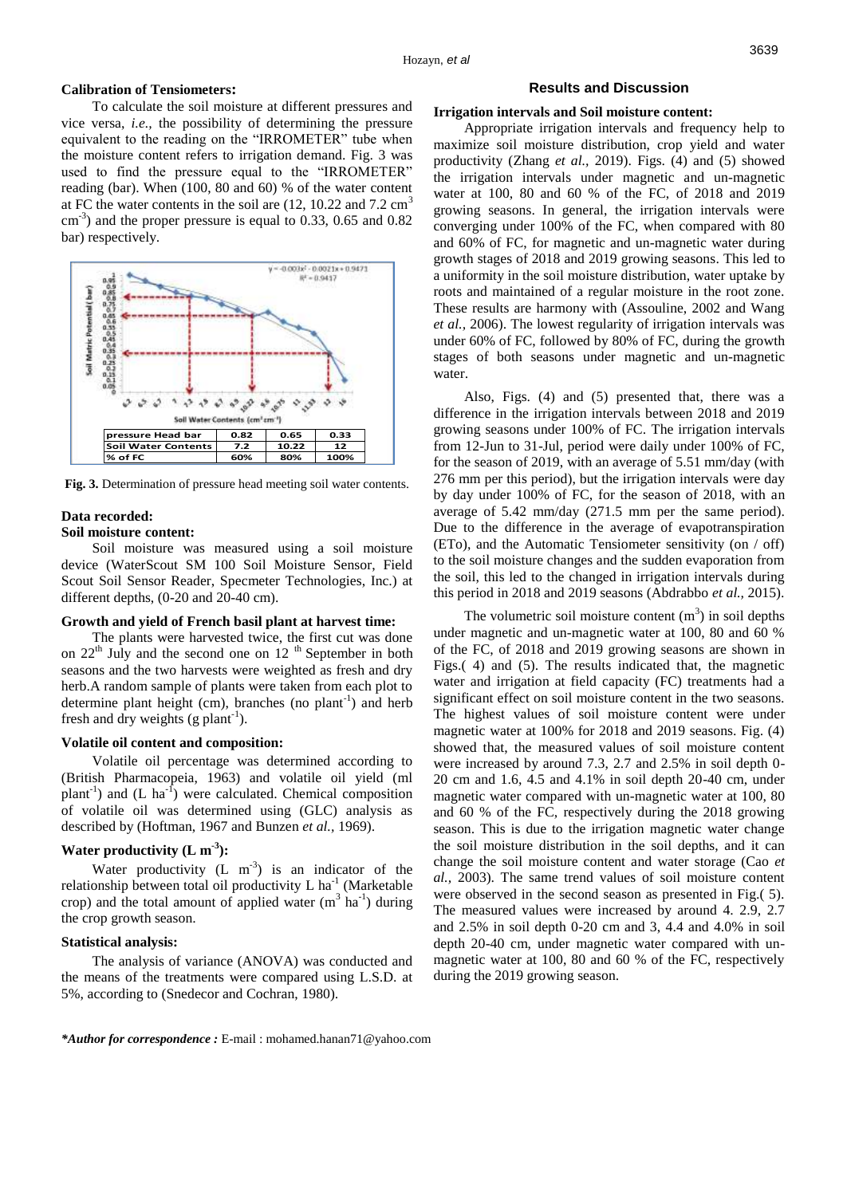### Calibration of Tensiometers:

To calculate the soil moisture at different pressures and vice versa, *i.e.,* the possibility of determining the pressure equivalent to the reading on the "IRROMETER" tube when the moisture content refers to irrigation demand. Fig. 3 was used to find the pressure equal to the "IRROMETER" reading (bar). When (100, 80 and 60) % of the water content at FC the water contents in the soil are (12, 10.22 and 7.2 $cm^3$ $cm^{-3}$) and the proper pressure is equal to 0.33, 0.65 and 0.82 bar) respectively.

| pressure Head bar | 0.82 | 0.65 | 0.33 |
|---|---|---|---|
| Soil Water Contents | 7.2 | 10.22 | 12 |
| % of FC | 60% | 80% | 100% |

**Fig. 3.** Determination of pressure head meeting soil water contents.

### Data recorded:

#### Soil moisture content:

Soil moisture was measured using a soil moisture device (WaterScout SM 100 Soil Moisture Sensor, Field Scout Soil Sensor Reader, Specmeter Technologies, Inc.) at different depths, (0-20 and 20-40 cm).

#### Growth and yield of French basil plant at harvest time:

The plants were harvested twice, the first cut was done on 22[th] July and the second one on 12 [th] September in both seasons and the two harvests were weighted as fresh and dry herb.A random sample of plants were taken from each plot to determine plant height (cm), branches (no $plant^{-1}$) and herb fresh and dry weights (g $plant^{-1}$).

#### Volatile oil content and composition:

Volatile oil percentage was determined according to (British Pharmacopeia, 1963) and volatile oil yield (ml $plant^{-1}$) and (L $ha^{-1}$) were calculated. Chemical composition of volatile oil was determined using (GLC) analysis as described by (Hoftman, 1967 and Bunzen *et al.*, 1969).

#### Water productivity (L $m^{-3}$):

Water productivity (L $m^{-3}$) is an indicator of the relationship between total oil productivity L $ha^{-1}$ (Marketable crop) and the total amount of applied water ($m^3$ $ha^{-1}$) during the crop growth season.

#### Statistical analysis:

The analysis of variance (ANOVA) was conducted and the means of the treatments were compared using L.S.D. at 5%, according to (Snedecor and Cochran, 1980).

## Results and Discussion

### Irrigation intervals and Soil moisture content:

Appropriate irrigation intervals and frequency help to maximize soil moisture distribution, crop yield and water productivity (Zhang *et al.,* 2019). Figs. (4) and (5) showed the irrigation intervals under magnetic and un-magnetic water at 100, 80 and 60 % of the FC, of 2018 and 2019 growing seasons. In general, the irrigation intervals were converging under 100% of the FC, when compared with 80 and 60% of FC, for magnetic and un-magnetic water during growth stages of 2018 and 2019 growing seasons. This led to a uniformity in the soil moisture distribution, water uptake by roots and maintained of a regular moisture in the root zone. These results are harmony with (Assouline, 2002 and Wang *et al.,* 2006). The lowest regularity of irrigation intervals was under 60% of FC, followed by 80% of FC, during the growth stages of both seasons under magnetic and un-magnetic water.

Also, Figs. (4) and (5) presented that, there was a difference in the irrigation intervals between 2018 and 2019 growing seasons under 100% of FC. The irrigation intervals from 12-Jun to 31-Jul, period were daily under 100% of FC, for the season of 2019, with an average of 5.51 mm/day (with 276 mm per this period), but the irrigation intervals were day by day under 100% of FC, for the season of 2018, with an average of 5.42 mm/day (271.5 mm per the same period). Due to the difference in the average of evapotranspiration (ETo), and the Automatic Tensiometer sensitivity (on / off) to the soil moisture changes and the sudden evaporation from the soil, this led to the changed in irrigation intervals during this period in 2018 and 2019 seasons (Abdrabbo *et al.,* 2015).

The volumetric soil moisture content ($m^3$) in soil depths under magnetic and un-magnetic water at 100, 80 and 60 % of the FC, of 2018 and 2019 growing seasons are shown in Figs.( 4) and (5). The results indicated that, the magnetic water and irrigation at field capacity (FC) treatments had a significant effect on soil moisture content in the two seasons. The highest values of soil moisture content were under magnetic water at 100% for 2018 and 2019 seasons. Fig. (4) showed that, the measured values of soil moisture content were increased by around 7.3, 2.7 and 2.5% in soil depth 0-20 cm and 1.6, 4.5 and 4.1% in soil depth 20-40 cm, under magnetic water compared with un-magnetic water at 100, 80 and 60 % of the FC, respectively during the 2018 growing season. This is due to the irrigation magnetic water change the soil moisture distribution in the soil depths, and it can change the soil moisture content and water storage (Cao *et al.,* 2003). The same trend values of soil moisture content were observed in the second season as presented in Fig.( 5). The measured values were increased by around 4. 2.9, 2.7 and 2.5% in soil depth 0-20 cm and 3, 4.4 and 4.0% in soil depth 20-40 cm, under magnetic water compared with un-magnetic water at 100, 80 and 60 % of the FC, respectively during the 2019 growing season.

****Author for correspondence :*** E-mail : mohamed.hanan71@yahoo.com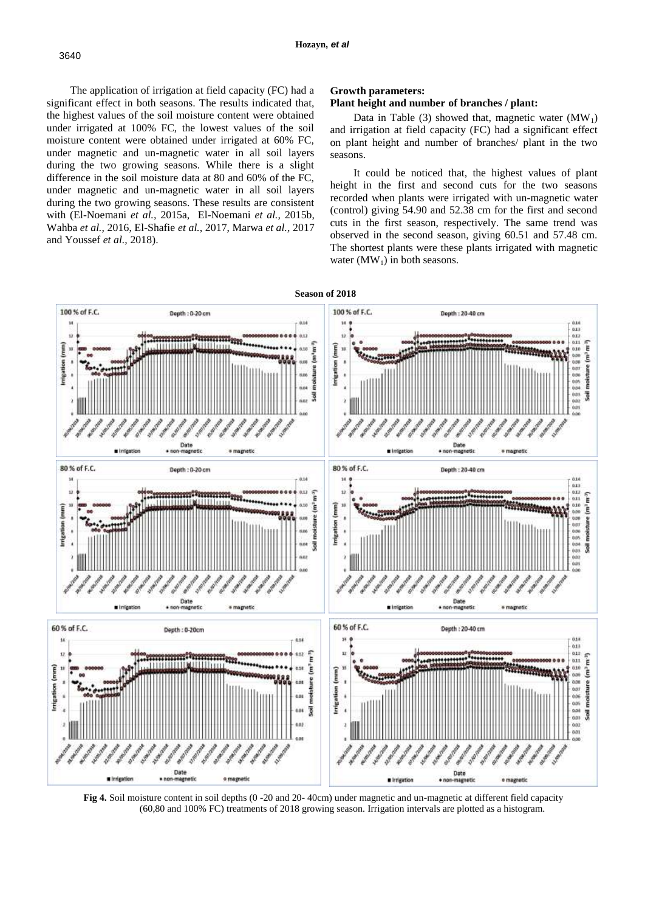The application of irrigation at field capacity (FC) had a significant effect in both seasons. The results indicated that, the highest values of the soil moisture content were obtained under irrigated at 100% FC, the lowest values of the soil moisture content were obtained under irrigated at 60% FC, under magnetic and un-magnetic water in all soil layers during the two growing seasons. While there is a slight difference in the soil moisture data at 80 and 60% of the FC, under magnetic and un-magnetic water in all soil layers during the two growing seasons. These results are consistent with (El-Noemani *et al.,* 2015a, El-Noemani *et al.,* 2015b, Wahba *et al.,* 2016, El-Shafie *et al.,* 2017, Marwa *et al.,* 2017 and Youssef *et al.,* 2018).

## Growth parameters:

### Plant height and number of branches / plant:

Data in Table (3) showed that, magnetic water ($MW_1$) and irrigation at field capacity (FC) had a significant effect on plant height and number of branches/ plant in the two seasons.

It could be noticed that, the highest values of plant height in the first and second cuts for the two seasons recorded when plants were irrigated with un-magnetic water (control) giving 54.90 and 52.38 cm for the first and second cuts in the first season, respectively. The same trend was observed in the second season, giving 60.51 and 57.48 cm. The shortest plants were these plants irrigated with magnetic water ($MW_1$) in both seasons.

**Season of 2018**

**Fig 4.** Soil moisture content in soil depths (0 -20 and 20- 40cm) under magnetic and un-magnetic at different field capacity (60,80 and 100% FC) treatments of 2018 growing season. Irrigation intervals are plotted as a histogram.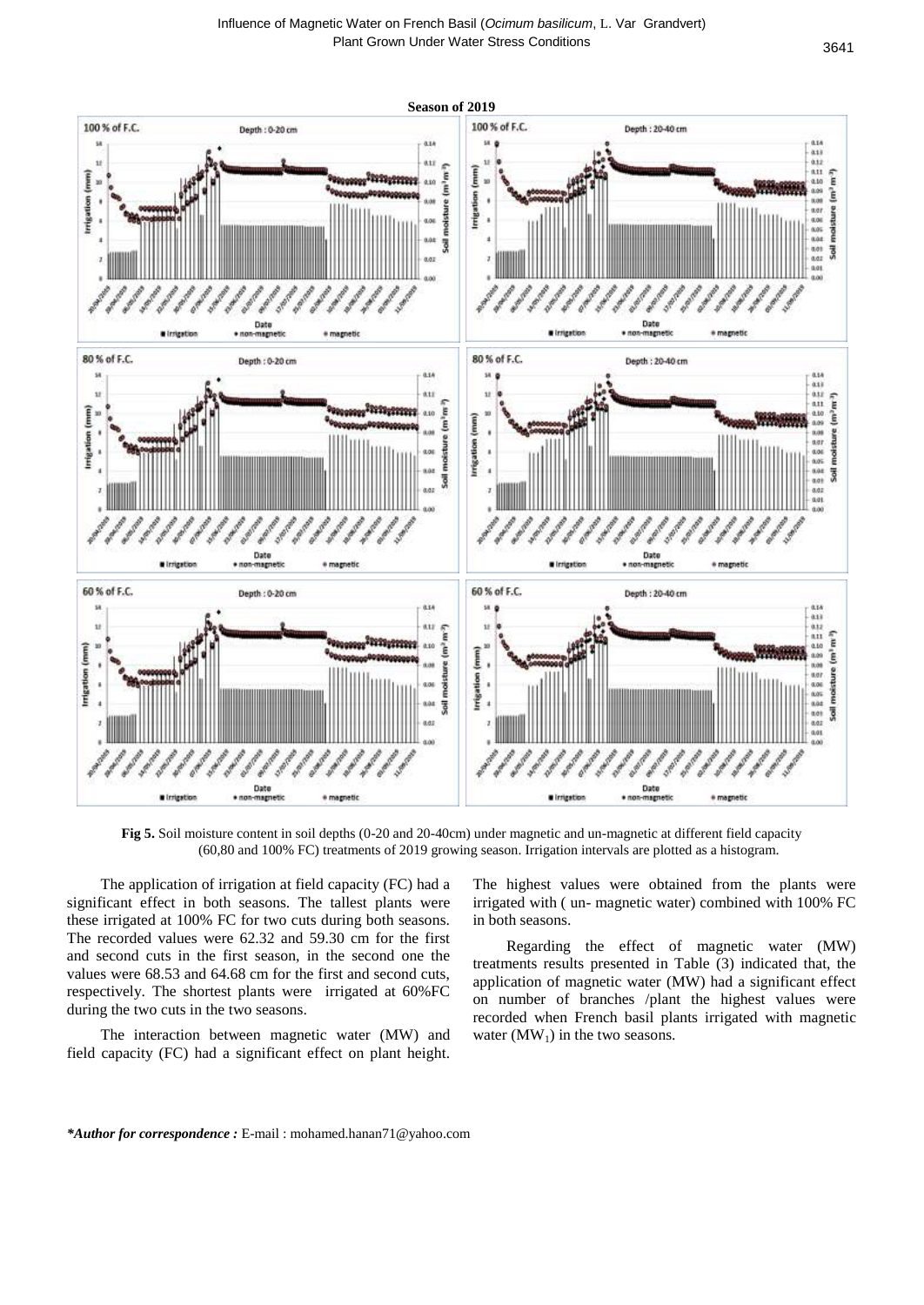**Fig 5.** Soil moisture content in soil depths (0-20 and 20-40cm) under magnetic and un-magnetic at different field capacity (60,80 and 100% FC) treatments of 2019 growing season. Irrigation intervals are plotted as a histogram.

The application of irrigation at field capacity (FC) had a significant effect in both seasons. The tallest plants were these irrigated at 100% FC for two cuts during both seasons. The recorded values were 62.32 and 59.30 cm for the first and second cuts in the first season, in the second one the values were 68.53 and 64.68 cm for the first and second cuts, respectively. The shortest plants were irrigated at 60%FC during the two cuts in the two seasons.

The interaction between magnetic water (MW) and field capacity (FC) had a significant effect on plant height. The highest values were obtained from the plants were irrigated with ( un- magnetic water) combined with 100% FC in both seasons.

Regarding the effect of magnetic water (MW) treatments results presented in Table (3) indicated that, the application of magnetic water (MW) had a significant effect on number of branches /plant the highest values were recorded when French basil plants irrigated with magnetic water ($MW_1$) in the two seasons.

***Author for correspondence :** E-mail : mohamed.hanan71@yahoo.com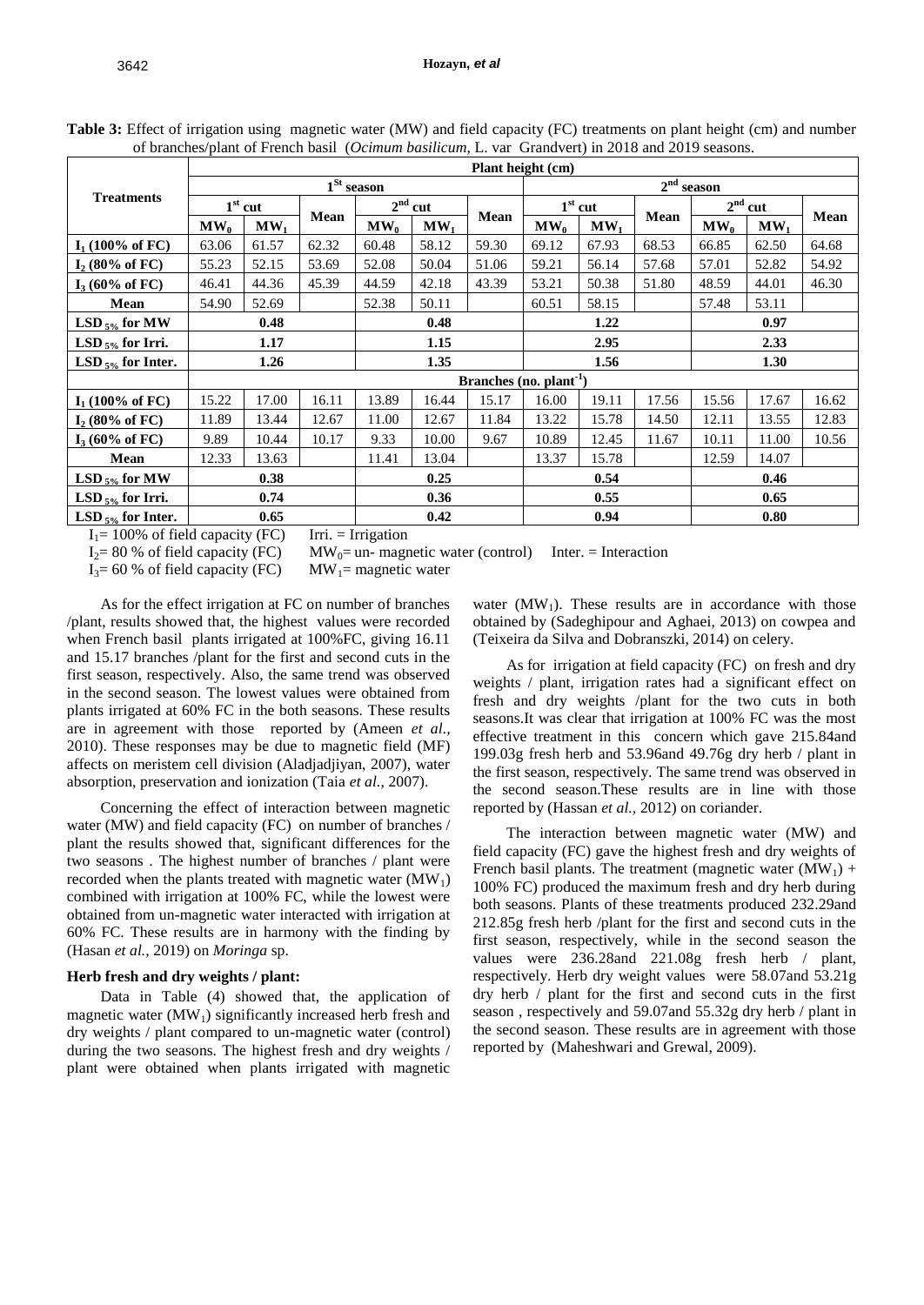**Table 3:** Effect of irrigation using magnetic water (MW) and field capacity (FC) treatments on plant height (cm) and number of branches/plant of French basil (*Ocimum basilicum,* L. var Grandvert) in 2018 and 2019 seasons.

| Treatments | Plant height (cm) | | | | | | | | | | | |
|---|---|---|---|---|---|---|---|---|---|---|---|---|
| | 1st season | | | | | | 2nd season | | | | | |
| | 1st cut | | Mean | 2nd cut | | Mean | 1st cut | | Mean | 2nd cut | | Mean |
| | $MW_0$ | $MW_1$ | | $MW_0$ | $MW_1$ | | $MW_0$ | $MW_1$ | | $MW_0$ | $MW_1$ | |
| **$I_1$ (100% of FC)** | 63.06 | 61.57 | 62.32 | 60.48 | 58.12 | 59.30 | 69.12 | 67.93 | 68.53 | 66.85 | 62.50 | 64.68 |
| **$I_2$ (80% of FC)** | 55.23 | 52.15 | 53.69 | 52.08 | 50.04 | 51.06 | 59.21 | 56.14 | 57.68 | 57.01 | 52.82 | 54.92 |
| **$I_3$ (60% of FC)** | 46.41 | 44.36 | 45.39 | 44.59 | 42.18 | 43.39 | 53.21 | 50.38 | 51.80 | 48.59 | 44.01 | 46.30 |
| **Mean** | 54.90 | 52.69 | | 52.38 | 50.11 | | 60.51 | 58.15 | | 57.48 | 53.11 | |
| **$LSD_{5\%}$ for MW** | 0.48 | | | 0.48 | | | 1.22 | | | 0.97 | | |
| **$LSD_{5\%}$ for Irri.** | 1.17 | | | 1.15 | | | 2.95 | | | 2.33 | | |
| **$LSD_{5\%}$ for Inter.** | 1.26 | | | 1.35 | | | 1.56 | | | 1.30 | | |
| | Branches (no. $plant^{-1}$) | | | | | | | | | | | |
| **$I_1$ (100% of FC)** | 15.22 | 17.00 | 16.11 | 13.89 | 16.44 | 15.17 | 16.00 | 19.11 | 17.56 | 15.56 | 17.67 | 16.62 |
| **$I_2$ (80% of FC)** | 11.89 | 13.44 | 12.67 | 11.00 | 12.67 | 11.84 | 13.22 | 15.78 | 14.50 | 12.11 | 13.55 | 12.83 |
| **$I_3$ (60% of FC)** | 9.89 | 10.44 | 10.17 | 9.33 | 10.00 | 9.67 | 10.89 | 12.45 | 11.67 | 10.11 | 11.00 | 10.56 |
| **Mean** | 12.33 | 13.63 | | 11.41 | 13.04 | | 13.37 | 15.78 | | 12.59 | 14.07 | |
| **$LSD_{5\%}$ for MW** | 0.38 | | | 0.25 | | | 0.54 | | | 0.46 | | |
| **$LSD_{5\%}$ for Irri.** | 0.74 | | | 0.36 | | | 0.55 | | | 0.65 | | |
| **$LSD_{5\%}$ for Inter.** | 0.65 | | | 0.42 | | | 0.94 | | | 0.80 | | |

$I_1$= 100% of field capacity (FC) Irri. = Irrigation
$I_2$= 80 % of field capacity (FC) $MW_0$= un- magnetic water (control) Inter. = Interaction
$I_3$= 60 % of field capacity (FC) $MW_1$= magnetic water

As for the effect irrigation at FC on number of branches /plant, results showed that, the highest values were recorded when French basil plants irrigated at 100%FC, giving 16.11 and 15.17 branches /plant for the first and second cuts in the first season, respectively. Also, the same trend was observed in the second season. The lowest values were obtained from plants irrigated at 60% FC in the both seasons. These results are in agreement with those reported by (Ameen *et al.,* 2010). These responses may be due to magnetic field (MF) affects on meristem cell division (Aladjadjiyan, 2007), water absorption, preservation and ionization (Taia *et al.,* 2007).

Concerning the effect of interaction between magnetic water (MW) and field capacity (FC) on number of branches / plant the results showed that, significant differences for the two seasons . The highest number of branches / plant were recorded when the plants treated with magnetic water ($MW_1$) combined with irrigation at 100% FC, while the lowest were obtained from un-magnetic water interacted with irrigation at 60% FC. These results are in harmony with the finding by (Hasan *et al.,* 2019) on *Moringa* sp.

### Herb fresh and dry weights / plant:

Data in Table (4) showed that, the application of magnetic water ($MW_1$) significantly increased herb fresh and dry weights / plant compared to un-magnetic water (control) during the two seasons. The highest fresh and dry weights / plant were obtained when plants irrigated with magnetic water ($MW_1$). These results are in accordance with those obtained by (Sadeghipour and Aghaei, 2013) on cowpea and (Teixeira da Silva and Dobranszki, 2014) on celery.

As for irrigation at field capacity (FC) on fresh and dry weights / plant, irrigation rates had a significant effect on fresh and dry weights /plant for the two cuts in both seasons.It was clear that irrigation at 100% FC was the most effective treatment in this concern which gave 215.84and 199.03g fresh herb and 53.96and 49.76g dry herb / plant in the first season, respectively. The same trend was observed in the second season.These results are in line with those reported by (Hassan *et al.,* 2012) on coriander.

The interaction between magnetic water (MW) and field capacity (FC) gave the highest fresh and dry weights of French basil plants. The treatment (magnetic water ($MW_1$) + 100% FC) produced the maximum fresh and dry herb during both seasons. Plants of these treatments produced 232.29and 212.85g fresh herb /plant for the first and second cuts in the first season, respectively, while in the second season the values were 236.28and 221.08g fresh herb / plant, respectively. Herb dry weight values were 58.07and 53.21g dry herb / plant for the first and second cuts in the first season , respectively and 59.07and 55.32g dry herb / plant in the second season. These results are in agreement with those reported by (Maheshwari and Grewal, 2009).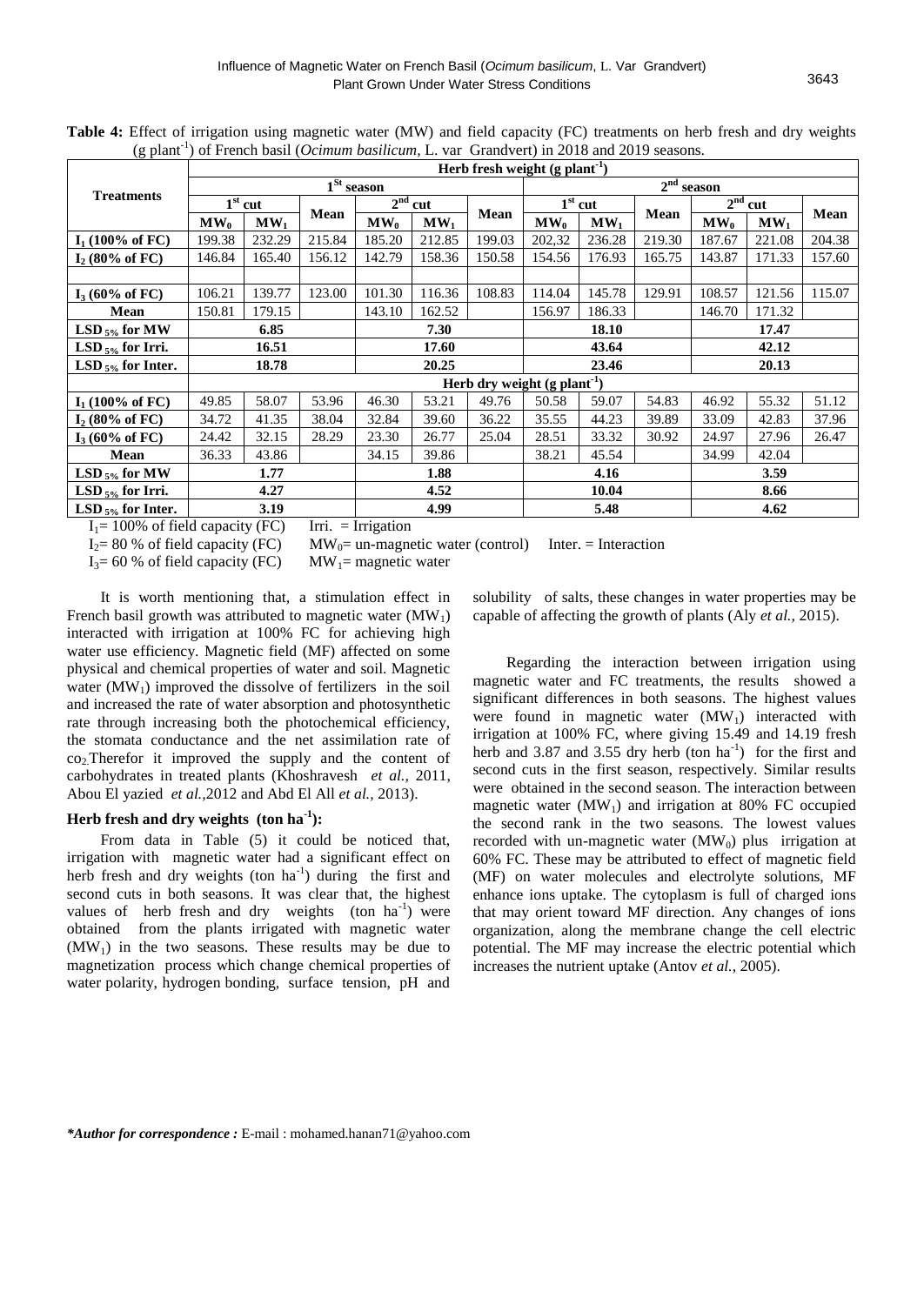**Table 4:** Effect of irrigation using magnetic water (MW) and field capacity (FC) treatments on herb fresh and dry weights (g plant$^{-1}$) of French basil (*Ocimum basilicum*, L. var Grandvert) in 2018 and 2019 seasons.

| Treatments | Herb fresh weight (g plant$^{-1}$) | | | | | | | | | | | |
|---|---|---|---|---|---|---|---|---|---|---|---|---|
| | 1$^{St}$ season | | | | | | 2$^{nd}$ season | | | | | |
| | 1$^{st}$ cut | | Mean | 2$^{nd}$ cut | | Mean | 1$^{st}$ cut | | Mean | 2$^{nd}$ cut | | Mean |
| | $MW_0$ | $MW_1$ | | $MW_0$ | $MW_1$ | | $MW_0$ | $MW_1$ | | $MW_0$ | $MW_1$ | |
| **$I_1$ (100% of FC)** | 199.38 | 232.29 | 215.84 | 185.20 | 212.85 | 199.03 | 202,32 | 236.28 | 219.30 | 187.67 | 221.08 | 204.38 |
| **$I_2$ (80% of FC)** | 146.84 | 165.40 | 156.12 | 142.79 | 158.36 | 150.58 | 154.56 | 176.93 | 165.75 | 143.87 | 171.33 | 157.60 |
| **$I_3$ (60% of FC)** | 106.21 | 139.77 | 123.00 | 101.30 | 116.36 | 108.83 | 114.04 | 145.78 | 129.91 | 108.57 | 121.56 | 115.07 |
| **Mean** | 150.81 | 179.15 | | 143.10 | 162.52 | | 156.97 | 186.33 | | 146.70 | 171.32 | |
| **LSD $_{5\%}$ for MW** | 6.85 | | | 7.30 | | | 18.10 | | | 17.47 | | |
| **LSD $_{5\%}$ for Irri.** | 16.51 | | | 17.60 | | | 43.64 | | | 42.12 | | |
| **LSD $_{5\%}$ for Inter.** | 18.78 | | | 20.25 | | | 23.46 | | | 20.13 | | |
| | Herb dry weight (g plant$^{-1}$) | | | | | | | | | | | |
| **$I_1$ (100% of FC)** | 49.85 | 58.07 | 53.96 | 46.30 | 53.21 | 49.76 | 50.58 | 59.07 | 54.83 | 46.92 | 55.32 | 51.12 |
| **$I_2$ (80% of FC)** | 34.72 | 41.35 | 38.04 | 32.84 | 39.60 | 36.22 | 35.55 | 44.23 | 39.89 | 33.09 | 42.83 | 37.96 |
| **$I_3$ (60% of FC)** | 24.42 | 32.15 | 28.29 | 23.30 | 26.77 | 25.04 | 28.51 | 33.32 | 30.92 | 24.97 | 27.96 | 26.47 |
| **Mean** | 36.33 | 43.86 | | 34.15 | 39.86 | | 38.21 | 45.54 | | 34.99 | 42.04 | |
| **LSD $_{5\%}$ for MW** | 1.77 | | | 1.88 | | | 4.16 | | | 3.59 | | |
| **LSD $_{5\%}$ for Irri.** | 4.27 | | | 4.52 | | | 10.04 | | | 8.66 | | |
| **LSD $_{5\%}$ for Inter.** | 3.19 | | | 4.99 | | | 5.48 | | | 4.62 | | |

$I_1$= 100% of field capacity (FC) Irri. = Irrigation
$I_2$= 80 % of field capacity (FC) $MW_0$= un-magnetic water (control) Inter. = Interaction
$I_3$= 60 % of field capacity (FC) $MW_1$= magnetic water

It is worth mentioning that, a stimulation effect in French basil growth was attributed to magnetic water ($MW_1$) interacted with irrigation at 100% FC for achieving high water use efficiency. Magnetic field (MF) affected on some physical and chemical properties of water and soil. Magnetic water ($MW_1$) improved the dissolve of fertilizers in the soil and increased the rate of water absorption and photosynthetic rate through increasing both the photochemical efficiency, the stomata conductance and the net assimilation rate of $co_2$.Therefor it improved the supply and the content of carbohydrates in treated plants (Khoshravesh *et al.,* 2011, Abou El yazied *et al.,*2012 and Abd El All *et al.,* 2013).

### Herb fresh and dry weights (ton ha$^{-1}$):

From data in Table (5) it could be noticed that, irrigation with magnetic water had a significant effect on herb fresh and dry weights (ton ha$^{-1}$) during the first and second cuts in both seasons. It was clear that, the highest values of herb fresh and dry weights (ton ha$^{-1}$) were obtained from the plants irrigated with magnetic water ($MW_1$) in the two seasons. These results may be due to magnetization process which change chemical properties of water polarity, hydrogen bonding, surface tension, pH and solubility of salts, these changes in water properties may be capable of affecting the growth of plants (Aly *et al.,* 2015).

Regarding the interaction between irrigation using magnetic water and FC treatments, the results showed a significant differences in both seasons. The highest values were found in magnetic water ($MW_1$) interacted with irrigation at 100% FC, where giving 15.49 and 14.19 fresh herb and 3.87 and 3.55 dry herb (ton ha$^{-1}$) for the first and second cuts in the first season, respectively. Similar results were obtained in the second season. The interaction between magnetic water ($MW_1$) and irrigation at 80% FC occupied the second rank in the two seasons. The lowest values recorded with un-magnetic water ($MW_0$) plus irrigation at 60% FC. These may be attributed to effect of magnetic field (MF) on water molecules and electrolyte solutions, MF enhance ions uptake. The cytoplasm is full of charged ions that may orient toward MF direction. Any changes of ions organization, along the membrane change the cell electric potential. The MF may increase the electric potential which increases the nutrient uptake (Antov *et al.,* 2005).

***Author for correspondence :** E-mail : mohamed.hanan71@yahoo.com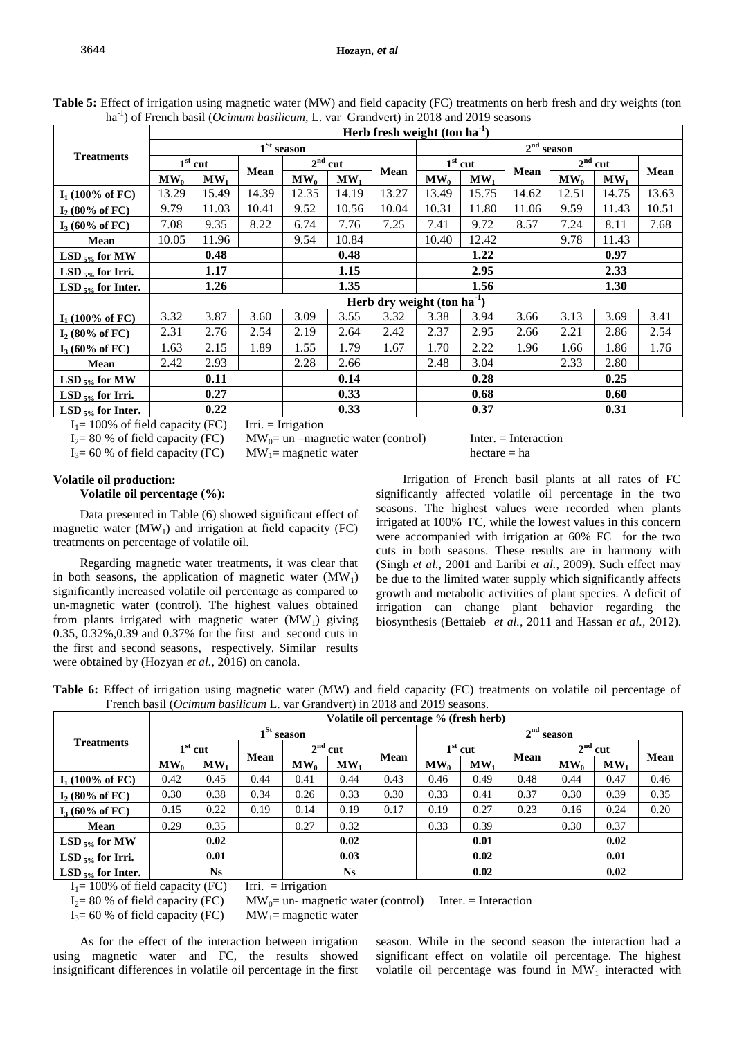**Table 5:** Effect of irrigation using magnetic water (MW) and field capacity (FC) treatments on herb fresh and dry weights (ton $ha^{-1}$) of French basil (*Ocimum basilicum*, L. var Grandvert) in 2018 and 2019 seasons

| Treatments | Herb fresh weight (ton $ha^{-1}$) | | | | | | | | | | | |
|---|---|---|---|---|---|---|---|---|---|---|---|---|
| | $1^{St}$ season | | | | | | $2^{nd}$ season | | | | | |
| | $1^{st}$ cut | | Mean | $2^{nd}$ cut | | Mean | $1^{st}$ cut | | Mean | $2^{nd}$ cut | | Mean |
| | $MW_0$ | $MW_1$ | | $MW_0$ | $MW_1$ | | $MW_0$ | $MW_1$ | | $MW_0$ | $MW_1$ | |
| $I_1$ (100% of FC) | 13.29 | 15.49 | 14.39 | 12.35 | 14.19 | 13.27 | 13.49 | 15.75 | 14.62 | 12.51 | 14.75 | 13.63 |
| $I_2$ (80% of FC) | 9.79 | 11.03 | 10.41 | 9.52 | 10.56 | 10.04 | 10.31 | 11.80 | 11.06 | 9.59 | 11.43 | 10.51 |
| $I_3$ (60% of FC) | 7.08 | 9.35 | 8.22 | 6.74 | 7.76 | 7.25 | 7.41 | 9.72 | 8.57 | 7.24 | 8.11 | 7.68 |
| Mean | 10.05 | 11.96 | | 9.54 | 10.84 | | 10.40 | 12.42 | | 9.78 | 11.43 | |
| $LSD_{5\%}$ for MW | 0.48 | | | 0.48 | | | 1.22 | | | 0.97 | | |
| $LSD_{5\%}$ for Irri. | 1.17 | | | 1.15 | | | 2.95 | | | 2.33 | | |
| $LSD_{5\%}$ for Inter. | 1.26 | | | 1.35 | | | 1.56 | | | 1.30 | | |
| | Herb dry weight (ton $ha^{-1}$) | | | | | | | | | | | |
| $I_1$ (100% of FC) | 3.32 | 3.87 | 3.60 | 3.09 | 3.55 | 3.32 | 3.38 | 3.94 | 3.66 | 3.13 | 3.69 | 3.41 |
| $I_2$ (80% of FC) | 2.31 | 2.76 | 2.54 | 2.19 | 2.64 | 2.42 | 2.37 | 2.95 | 2.66 | 2.21 | 2.86 | 2.54 |
| $I_3$ (60% of FC) | 1.63 | 2.15 | 1.89 | 1.55 | 1.79 | 1.67 | 1.70 | 2.22 | 1.96 | 1.66 | 1.86 | 1.76 |
| Mean | 2.42 | 2.93 | | 2.28 | 2.66 | | 2.48 | 3.04 | | 2.33 | 2.80 | |
| $LSD_{5\%}$ for MW | 0.11 | | | 0.14 | | | 0.28 | | | 0.25 | | |
| $LSD_{5\%}$ for Irri. | 0.27 | | | 0.33 | | | 0.68 | | | 0.60 | | |
| $LSD_{5\%}$ for Inter. | 0.22 | | | 0.33 | | | 0.37 | | | 0.31 | | |

$I_1$= 100% of field capacity (FC)  Irri. = Irrigation
$I_2$= 80 % of field capacity (FC)  $MW_0$= un –magnetic water (control)  Inter. = Interaction
$I_3$= 60 % of field capacity (FC)  $MW_1$= magnetic water  hectare = ha

### Volatile oil production:

#### Volatile oil percentage (%):

Data presented in Table (6) showed significant effect of magnetic water ($MW_1$) and irrigation at field capacity (FC) treatments on percentage of volatile oil.

Regarding magnetic water treatments, it was clear that in both seasons, the application of magnetic water ($MW_1$) significantly increased volatile oil percentage as compared to un-magnetic water (control). The highest values obtained from plants irrigated with magnetic water ($MW_1$) giving 0.35, 0.32%,0.39 and 0.37% for the first and second cuts in the first and second seasons, respectively. Similar results were obtained by (Hozyan *et al.,* 2016) on canola.

Irrigation of French basil plants at all rates of FC significantly affected volatile oil percentage in the two seasons. The highest values were recorded when plants irrigated at 100% FC, while the lowest values in this concern were accompanied with irrigation at 60% FC for the two cuts in both seasons. These results are in harmony with (Singh *et al.,* 2001 and Laribi *et al.,* 2009). Such effect may be due to the limited water supply which significantly affects growth and metabolic activities of plant species. A deficit of irrigation can change plant behavior regarding the biosynthesis (Bettaieb *et al.,* 2011 and Hassan *et al.,* 2012).

**Table 6:** Effect of irrigation using magnetic water (MW) and field capacity (FC) treatments on volatile oil percentage of French basil (*Ocimum basilicum* L. var Grandvert) in 2018 and 2019 seasons.

| Treatments | Volatile oil percentage % (fresh herb) | | | | | | | | | | | |
|---|---|---|---|---|---|---|---|---|---|---|---|---|
| | $1^{St}$ season | | | | | | $2^{nd}$ season | | | | | |
| | $1^{st}$ cut | | Mean | $2^{nd}$ cut | | Mean | $1^{st}$ cut | | Mean | $2^{nd}$ cut | | Mean |
| | $MW_0$ | $MW_1$ | | $MW_0$ | $MW_1$ | | $MW_0$ | $MW_1$ | | $MW_0$ | $MW_1$ | |
| $I_1$ (100% of FC) | 0.42 | 0.45 | 0.44 | 0.41 | 0.44 | 0.43 | 0.46 | 0.49 | 0.48 | 0.44 | 0.47 | 0.46 |
| $I_2$ (80% of FC) | 0.30 | 0.38 | 0.34 | 0.26 | 0.33 | 0.30 | 0.33 | 0.41 | 0.37 | 0.30 | 0.39 | 0.35 |
| $I_3$ (60% of FC) | 0.15 | 0.22 | 0.19 | 0.14 | 0.19 | 0.17 | 0.19 | 0.27 | 0.23 | 0.16 | 0.24 | 0.20 |
| Mean | 0.29 | 0.35 | | 0.27 | 0.32 | | 0.33 | 0.39 | | 0.30 | 0.37 | |
| $LSD_{5\%}$ for MW | 0.02 | | | 0.02 | | | 0.01 | | | 0.02 | | |
| $LSD_{5\%}$ for Irri. | 0.01 | | | 0.03 | | | 0.02 | | | 0.01 | | |
| $LSD_{5\%}$ for Inter. | Ns | | | Ns | | | 0.02 | | | 0.02 | | |

$I_1$= 100% of field capacity (FC)  Irri. = Irrigation
$I_2$= 80 % of field capacity (FC)  $MW_0$= un- magnetic water (control)  Inter. = Interaction
$I_3$= 60 % of field capacity (FC)  $MW_1$= magnetic water

As for the effect of the interaction between irrigation using magnetic water and FC, the results showed insignificant differences in volatile oil percentage in the first season. While in the second season the interaction had a significant effect on volatile oil percentage. The highest volatile oil percentage was found in $MW_1$ interacted with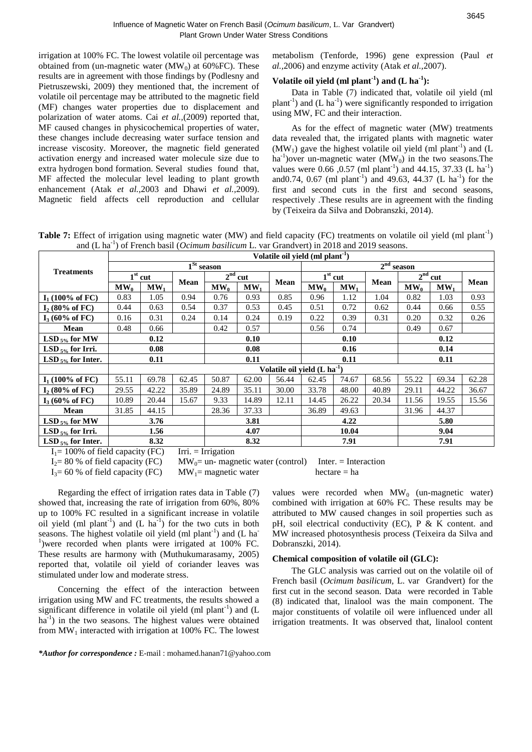irrigation at 100% FC. The lowest volatile oil percentage was obtained from (un-magnetic water ($MW_0$) at 60%FC). These results are in agreement with those findings by (Podlesny and Pietruszewski, 2009) they mentioned that, the increment of volatile oil percentage may be attributed to the magnetic field (MF) changes water properties due to displacement and polarization of water atoms. Cai *et al.*,(2009) reported that, MF caused changes in physicochemical properties of water, these changes include decreasing water surface tension and increase viscosity. Moreover, the magnetic field generated activation energy and increased water molecule size due to extra hydrogen bond formation. Several studies found that, MF affected the molecular level leading to plant growth enhancement (Atak *et al.*,2003 and Dhawi *et al.*,2009). Magnetic field affects cell reproduction and cellular metabolism (Tenforde, 1996) gene expression (Paul *et al.*,2006) and enzyme activity (Atak *et al.*,2007).

### Volatile oil yield (ml plant$^{-1}$) and (L ha$^{-1}$):

Data in Table (7) indicated that, volatile oil yield (ml plant$^{-1}$) and (L ha$^{-1}$) were significantly responded to irrigation using MW, FC and their interaction.

As for the effect of magnetic water (MW) treatments data revealed that, the irrigated plants with magnetic water ($MW_1$) gave the highest volatile oil yield (ml plant$^{-1}$) and (L ha$^{-1}$)over un-magnetic water ($MW_0$) in the two seasons.The values were 0.66 ,0.57 (ml plant$^{-1}$) and 44.15, 37.33 (L ha$^{-1}$) and0.74, 0.67 (ml plant$^{-1}$) and 49.63, 44.37 (L ha$^{-1}$) for the first and second cuts in the first and second seasons, respectively .These results are in agreement with the finding by (Teixeira da Silva and Dobranszki, 2014).

**Table 7:** Effect of irrigation using magnetic water (MW) and field capacity (FC) treatments on volatile oil yield (ml plant$^{-1}$) and (L ha$^{-1}$) of French basil (*Ocimum basilicum* L. var Grandvert) in 2018 and 2019 seasons.

| Treatments | Volatile oil yield (ml plant$^{-1}$) | | | | | | | | | | | |
|---|---|---|---|---|---|---|---|---|---|---|---|---|
| | 1$^{St}$ season | | | | | | 2$^{nd}$ season | | | | | |
| | 1$^{st}$ cut | | Mean | 2$^{nd}$ cut | | Mean | 1$^{st}$ cut | | Mean | 2$^{nd}$ cut | | Mean |
| | $MW_0$ | $MW_1$ | | $MW_0$ | $MW_1$ | | $MW_0$ | $MW_1$ | | $MW_0$ | $MW_1$ | |
| $I_1$ (100% of FC) | 0.83 | 1.05 | 0.94 | 0.76 | 0.93 | 0.85 | 0.96 | 1.12 | 1.04 | 0.82 | 1.03 | 0.93 |
| $I_2$ (80% of FC) | 0.44 | 0.63 | 0.54 | 0.37 | 0.53 | 0.45 | 0.51 | 0.72 | 0.62 | 0.44 | 0.66 | 0.55 |
| $I_3$ (60% of FC) | 0.16 | 0.31 | 0.24 | 0.14 | 0.24 | 0.19 | 0.22 | 0.39 | 0.31 | 0.20 | 0.32 | 0.26 |
| Mean | 0.48 | 0.66 | | 0.42 | 0.57 | | 0.56 | 0.74 | | 0.49 | 0.67 | |
| LSD $_{5\%}$ for MW | 0.12 | | | 0.10 | | | 0.10 | | | 0.12 | | |
| LSD $_{5\%}$ for Irri. | 0.08 | | | 0.08 | | | 0.16 | | | 0.14 | | |
| LSD $_{5\%}$ for Inter. | 0.11 | | | 0.11 | | | 0.11 | | | 0.11 | | |
| | Volatile oil yield (L ha$^{-1}$) | | | | | | | | | | | |
| $I_1$ (100% of FC) | 55.11 | 69.78 | 62.45 | 50.87 | 62.00 | 56.44 | 62.45 | 74.67 | 68.56 | 55.22 | 69.34 | 62.28 |
| $I_2$ (80% of FC) | 29.55 | 42.22 | 35.89 | 24.89 | 35.11 | 30.00 | 33.78 | 48.00 | 40.89 | 29.11 | 44.22 | 36.67 |
| $I_3$ (60% of FC) | 10.89 | 20.44 | 15.67 | 9.33 | 14.89 | 12.11 | 14.45 | 26.22 | 20.34 | 11.56 | 19.55 | 15.56 |
| Mean | 31.85 | 44.15 | | 28.36 | 37.33 | | 36.89 | 49.63 | | 31.96 | 44.37 | |
| LSD $_{5\%}$ for MW | 3.76 | | | 3.81 | | | 4.22 | | | 5.80 | | |
| LSD $_{5\%}$ for Irri. | 1.56 | | | 4.07 | | | 10.04 | | | 9.04 | | |
| LSD $_{5\%}$ for Inter. | 8.32 | | | 8.32 | | | 7.91 | | | 7.91 | | |

$I_1$= 100% of field capacity (FC) Irri. = Irrigation
$I_2$= 80 % of field capacity (FC) $MW_0$= un- magnetic water (control) Inter. = Interaction
$I_3$= 60 % of field capacity (FC) $MW_1$= magnetic water hectare = ha

Regarding the effect of irrigation rates data in Table (7) showed that, increasing the rate of irrigation from 60%, 80% up to 100% FC resulted in a significant increase in volatile oil yield (ml plant$^{-1}$) and (L ha$^{-1}$) for the two cuts in both seasons. The highest volatile oil yield (ml plant$^{-1}$) and (L ha$^{-1}$)were recorded when plants were irrigated at 100% FC. These results are harmony with (Muthukumarasamy, 2005) reported that, volatile oil yield of coriander leaves was stimulated under low and moderate stress.

Concerning the effect of the interaction between irrigation using MW and FC treatments, the results showed a significant difference in volatile oil yield (ml plant$^{-1}$) and (L ha$^{-1}$) in the two seasons. The highest values were obtained from $MW_1$ interacted with irrigation at 100% FC. The lowest values were recorded when $MW_0$ (un-magnetic water) combined with irrigation at 60% FC. These results may be attributed to MW caused changes in soil properties such as pH, soil electrical conductivity (EC), P & K content. and MW increased photosynthesis process (Teixeira da Silva and Dobranszki, 2014).

### Chemical composition of volatile oil (GLC):

The GLC analysis was carried out on the volatile oil of French basil (*Ocimum basilicum*, L. var Grandvert) for the first cut in the second season. Data were recorded in Table (8) indicated that, linalool was the main component. The major constituents of volatile oil were influenced under all irrigation treatments. It was observed that, linalool content

***Author for correspondence :** E-mail : mohamed.hanan71@yahoo.com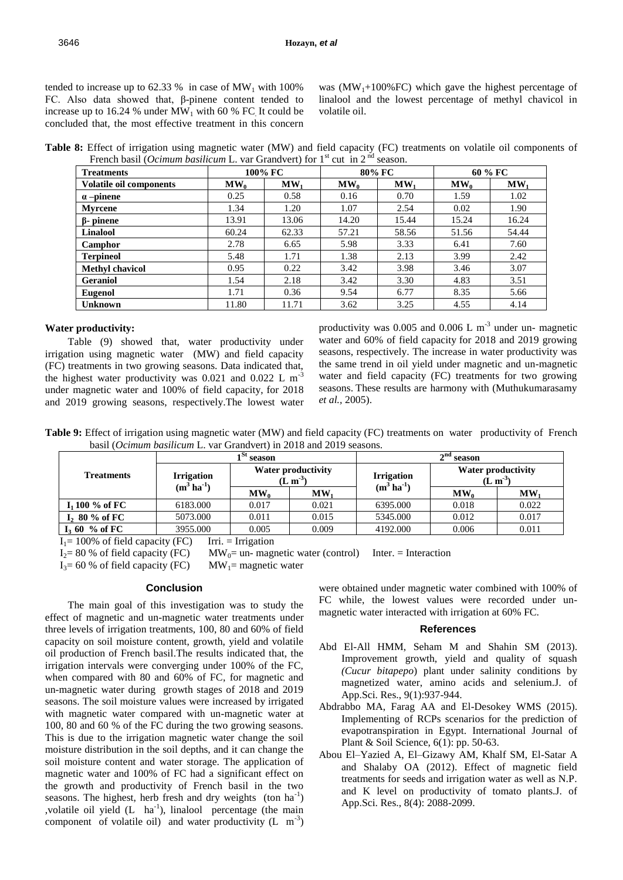tended to increase up to 62.33 % in case of $MW_1$ with 100% FC. Also data showed that, β-pinene content tended to increase up to 16.24 % under $MW_1$ with 60 % FC. It could be concluded that, the most effective treatment in this concern was ($MW_1$+100%FC) which gave the highest percentage of linalool and the lowest percentage of methyl chavicol in volatile oil.

**Table 8:** Effect of irrigation using magnetic water (MW) and field capacity (FC) treatments on volatile oil components of French basil (*Ocimum basilicum* L. var Grandvert) for 1st cut in 2nd season.

| Treatments | 100% FC | | 80% FC | | 60 % FC | |
|---|---|---|---|---|---|---|
| **Volatile oil components** | $MW_0$ | $MW_1$ | $MW_0$ | $MW_1$ | $MW_0$ | $MW_1$ |
| **α –pinene** | 0.25 | 0.58 | 0.16 | 0.70 | 1.59 | 1.02 |
| **Myrcene** | 1.34 | 1.20 | 1.07 | 2.54 | 0.02 | 1.90 |
| **β- pinene** | 13.91 | 13.06 | 14.20 | 15.44 | 15.24 | 16.24 |
| **Linalool** | 60.24 | 62.33 | 57.21 | 58.56 | 51.56 | 54.44 |
| **Camphor** | 2.78 | 6.65 | 5.98 | 3.33 | 6.41 | 7.60 |
| **Terpineol** | 5.48 | 1.71 | 1.38 | 2.13 | 3.99 | 2.42 |
| **Methyl chavicol** | 0.95 | 0.22 | 3.42 | 3.98 | 3.46 | 3.07 |
| **Geraniol** | 1.54 | 2.18 | 3.42 | 3.30 | 4.83 | 3.51 |
| **Eugenol** | 1.71 | 0.36 | 9.54 | 6.77 | 8.35 | 5.66 |
| **Unknown** | 11.80 | 11.71 | 3.62 | 3.25 | 4.55 | 4.14 |

### Water productivity:

Table (9) showed that, water productivity under irrigation using magnetic water (MW) and field capacity (FC) treatments in two growing seasons. Data indicated that, the highest water productivity was 0.021 and 0.022 L $m^{-3}$ under magnetic water and 100% of field capacity, for 2018 and 2019 growing seasons, respectively.The lowest water productivity was 0.005 and 0.006 L $m^{-3}$ under un- magnetic water and 60% of field capacity for 2018 and 2019 growing seasons, respectively. The increase in water productivity was the same trend in oil yield under magnetic and un-magnetic water and field capacity (FC) treatments for two growing seasons. These results are harmony with (Muthukumarasamy *et al.,* 2005).

**Table 9:** Effect of irrigation using magnetic water (MW) and field capacity (FC) treatments on water productivity of French basil (*Ocimum basilicum* L. var Grandvert) in 2018 and 2019 seasons.

| Treatments | 1St season | | | 2nd season | | |
|---|---|---|---|---|---|---|
| | Irrigation ($m^3$ $ha^{-1}$) | Water productivity (L $m^{-3}$) | | Irrigation ($m^3$ $ha^{-1}$) | Water productivity (L $m^{-3}$) | |
| | | $MW_0$ | $MW_1$ | | $MW_0$ | $MW_1$ |
| $I_1$ 100 % of FC | 6183.000 | 0.017 | 0.021 | 6395.000 | 0.018 | 0.022 |
| $I_2$ 80 % of FC | 5073.000 | 0.011 | 0.015 | 5345.000 | 0.012 | 0.017 |
| $I_3$ 60 % of FC | 3955.000 | 0.005 | 0.009 | 4192.000 | 0.006 | 0.011 |

$I_1$= 100% of field capacity (FC) Irri. = Irrigation
$I_2$= 80 % of field capacity (FC) $MW_0$= un- magnetic water (control) Inter. = Interaction
$I_3$= 60 % of field capacity (FC) $MW_1$= magnetic water

## Conclusion

The main goal of this investigation was to study the effect of magnetic and un-magnetic water treatments under three levels of irrigation treatments, 100, 80 and 60% of field capacity on soil moisture content, growth, yield and volatile oil production of French basil.The results indicated that, the irrigation intervals were converging under 100% of the FC, when compared with 80 and 60% of FC, for magnetic and un-magnetic water during growth stages of 2018 and 2019 seasons. The soil moisture values were increased by irrigated with magnetic water compared with un-magnetic water at 100, 80 and 60 % of the FC during the two growing seasons. This is due to the irrigation magnetic water change the soil moisture distribution in the soil depths, and it can change the soil moisture content and water storage. The application of magnetic water and 100% of FC had a significant effect on the growth and productivity of French basil in the two seasons. The highest, herb fresh and dry weights (ton $ha^{-1}$) ,volatile oil yield (L $ha^{-1}$), linalool percentage (the main component of volatile oil) and water productivity (L $m^{-3}$) were obtained under magnetic water combined with 100% of FC while, the lowest values were recorded under un-magnetic water interacted with irrigation at 60% FC.

## References

Abd El-All HMM, Seham M and Shahin SM (2013). Improvement growth, yield and quality of squash *(Cucur bitapepo*) plant under salinity conditions by magnetized water, amino acids and selenium.J. of App.Sci. Res., 9(1):937-944.

Abdrabbo MA, Farag AA and El-Desokey WMS (2015). Implementing of RCPs scenarios for the prediction of evapotranspiration in Egypt. International Journal of Plant & Soil Science, 6(1): pp. 50-63.

Abou El–Yazied A, El–Gizawy AM, Khalf SM, El-Satar A and Shalaby OA (2012). Effect of magnetic field treatments for seeds and irrigation water as well as N.P. and K level on productivity of tomato plants.J. of App.Sci. Res., 8(4): 2088-2099.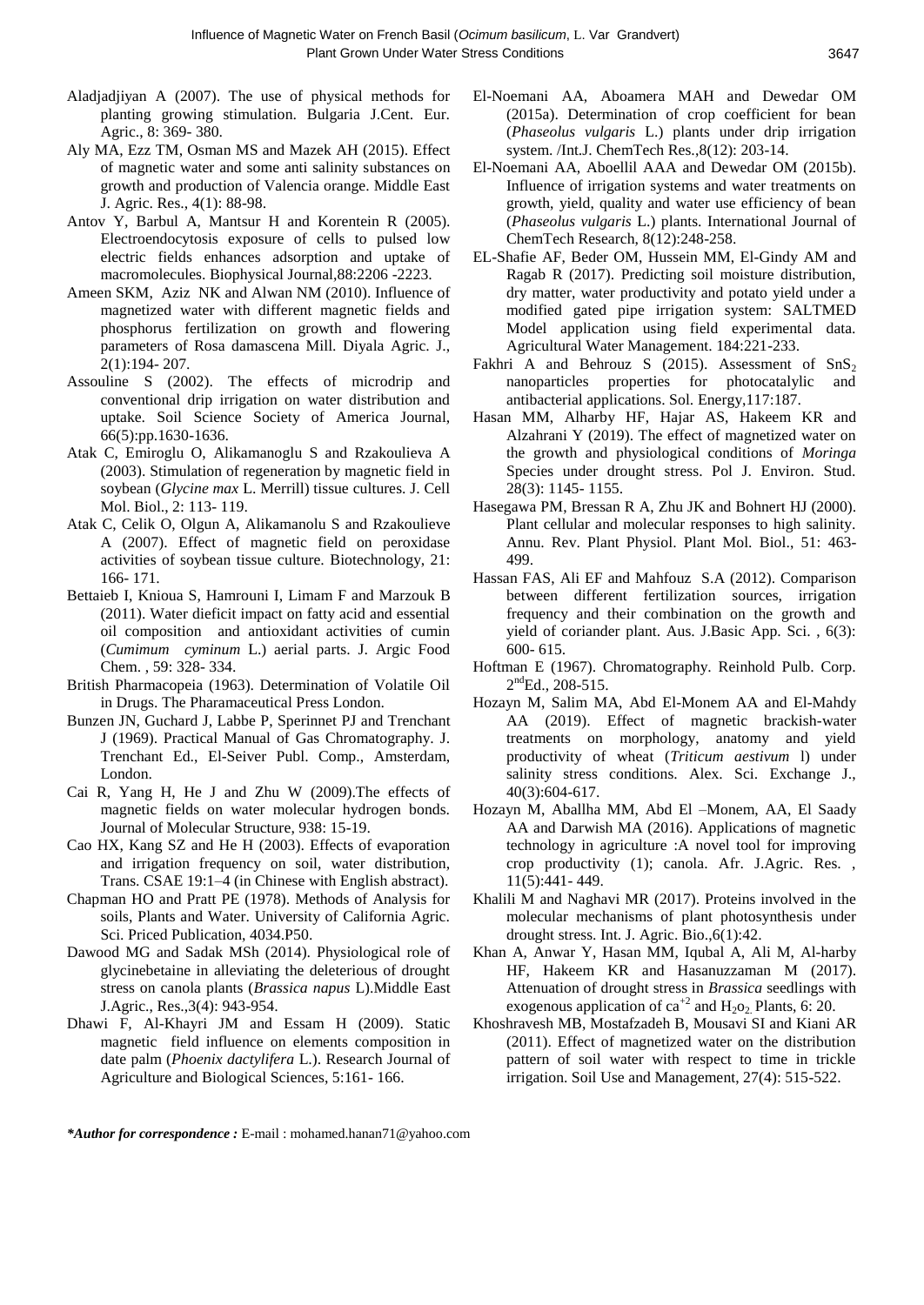Aladjadjiyan A (2007). The use of physical methods for planting growing stimulation. Bulgaria J.Cent. Eur. Agric., 8: 369- 380.

Aly MA, Ezz TM, Osman MS and Mazek AH (2015). Effect of magnetic water and some anti salinity substances on growth and production of Valencia orange. Middle East J. Agric. Res., 4(1): 88-98.

Antov Y, Barbul A, Mantsur H and Korentein R (2005). Electroendocytosis exposure of cells to pulsed low electric fields enhances adsorption and uptake of macromolecules. Biophysical Journal,88:2206 -2223.

Ameen SKM, Aziz NK and Alwan NM (2010). Influence of magnetized water with different magnetic fields and phosphorus fertilization on growth and flowering parameters of Rosa damascena Mill. Diyala Agric. J., 2(1):194- 207.

Assouline S (2002). The effects of microdrip and conventional drip irrigation on water distribution and uptake. Soil Science Society of America Journal, 66(5):pp.1630-1636.

Atak C, Emiroglu O, Alikamanoglu S and Rzakoulieva A (2003). Stimulation of regeneration by magnetic field in soybean (*Glycine max* L. Merrill) tissue cultures. J. Cell Mol. Biol., 2: 113- 119.

Atak C, Celik O, Olgun A, Alikamanolu S and Rzakoulieve A (2007). Effect of magnetic field on peroxidase activities of soybean tissue culture. Biotechnology, 21: 166- 171.

Bettaieb I, Knioua S, Hamrouni I, Limam F and Marzouk B (2011). Water dieficit impact on fatty acid and essential oil composition and antioxidant activities of cumin (*Cumimum cyminum* L.) aerial parts. J. Argic Food Chem. , 59: 328- 334.

British Pharmacopeia (1963). Determination of Volatile Oil in Drugs. The Pharamaceutical Press London.

Bunzen JN, Guchard J, Labbe P, Sperinnet PJ and Trenchant J (1969). Practical Manual of Gas Chromatography. J. Trenchant Ed., El-Seiver Publ. Comp., Amsterdam, London.

Cai R, Yang H, He J and Zhu W (2009).The effects of magnetic fields on water molecular hydrogen bonds. Journal of Molecular Structure, 938: 15-19.

Cao HX, Kang SZ and He H (2003). Effects of evaporation and irrigation frequency on soil, water distribution, Trans. CSAE 19:1–4 (in Chinese with English abstract).

Chapman HO and Pratt PE (1978). Methods of Analysis for soils, Plants and Water. University of California Agric. Sci. Priced Publication, 4034.P50.

Dawood MG and Sadak MSh (2014). Physiological role of glycinebetaine in alleviating the deleterious of drought stress on canola plants (*Brassica napus* L).Middle East J.Agric., Res.,3(4): 943-954.

Dhawi F, Al-Khayri JM and Essam H (2009). Static magnetic field influence on elements composition in date palm (*Phoenix dactylifera* L.). Research Journal of Agriculture and Biological Sciences, 5:161- 166.

El-Noemani AA, Aboamera MAH and Dewedar OM (2015a). Determination of crop coefficient for bean (*Phaseolus vulgaris* L.) plants under drip irrigation system. /Int.J. ChemTech Res.,8(12): 203-14.

El-Noemani AA, Aboellil AAA and Dewedar OM (2015b). Influence of irrigation systems and water treatments on growth, yield, quality and water use efficiency of bean (*Phaseolus vulgaris* L.) plants. International Journal of ChemTech Research, 8(12):248-258.

EL-Shafie AF, Beder OM, Hussein MM, El-Gindy AM and Ragab R (2017). Predicting soil moisture distribution, dry matter, water productivity and potato yield under a modified gated pipe irrigation system: SALTMED Model application using field experimental data. Agricultural Water Management. 184:221-233.

Fakhri A and Behrouz S (2015). Assessment of $SnS_2$ nanoparticles properties for photocatalylic and antibacterial applications. Sol. Energy,117:187.

Hasan MM, Alharby HF, Hajar AS, Hakeem KR and Alzahrani Y (2019). The effect of magnetized water on the growth and physiological conditions of *Moringa* Species under drought stress. Pol J. Environ. Stud. 28(3): 1145- 1155.

Hasegawa PM, Bressan R A, Zhu JK and Bohnert HJ (2000). Plant cellular and molecular responses to high salinity. Annu. Rev. Plant Physiol. Plant Mol. Biol., 51: 463-499.

Hassan FAS, Ali EF and Mahfouz S.A (2012). Comparison between different fertilization sources, irrigation frequency and their combination on the growth and yield of coriander plant. Aus. J.Basic App. Sci. , 6(3): 600- 615.

Hoftman E (1967). Chromatography. Reinhold Pulb. Corp. 2[nd]Ed., 208-515.

Hozayn M, Salim MA, Abd El-Monem AA and El-Mahdy AA (2019). Effect of magnetic brackish-water treatments on morphology, anatomy and yield productivity of wheat (*Triticum aestivum* l) under salinity stress conditions. Alex. Sci. Exchange J., 40(3):604-617.

Hozayn M, Aballha MM, Abd El –Monem, AA, El Saady AA and Darwish MA (2016). Applications of magnetic technology in agriculture :A novel tool for improving crop productivity (1); canola. Afr. J.Agric. Res. , 11(5):441- 449.

Khalili M and Naghavi MR (2017). Proteins involved in the molecular mechanisms of plant photosynthesis under drought stress. Int. J. Agric. Bio.,6(1):42.

Khan A, Anwar Y, Hasan MM, Iqubal A, Ali M, Al-harby HF, Hakeem KR and Hasanuzzaman M (2017). Attenuation of drought stress in *Brassica* seedlings with exogenous application of $ca^{+2}$ and $H_2o_2$. Plants, 6: 20.

Khoshravesh MB, Mostafzadeh B, Mousavi SI and Kiani AR (2011). Effect of magnetized water on the distribution pattern of soil water with respect to time in trickle irrigation. Soil Use and Management, 27(4): 515-522.

***Author for correspondence :*** E-mail : mohamed.hanan71@yahoo.com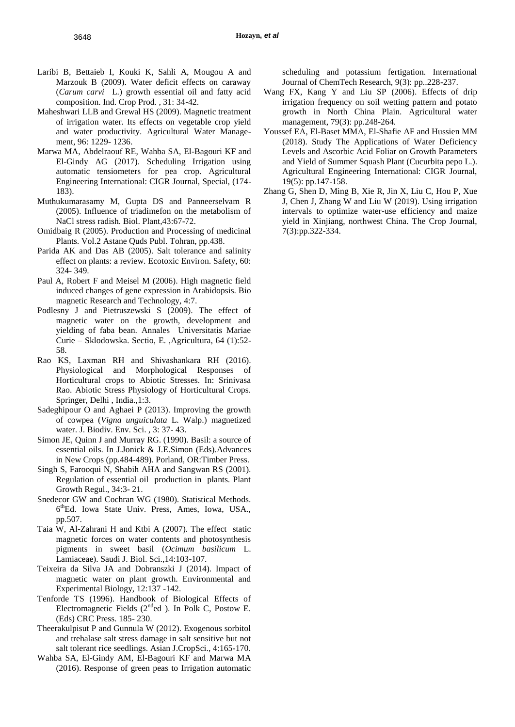Laribi B, Bettaieb I, Kouki K, Sahli A, Mougou A and Marzouk B (2009). Water deficit effects on caraway (*Carum carvi* L.) growth essential oil and fatty acid composition. Ind. Crop Prod. , 31: 34-42.

Maheshwari LLB and Grewal HS (2009). Magnetic treatment of irrigation water. Its effects on vegetable crop yield and water productivity. Agricultural Water Management, 96: 1229- 1236.

Marwa MA, Abdelraouf RE, Wahba SA, El-Bagouri KF and El-Gindy AG (2017). Scheduling Irrigation using automatic tensiometers for pea crop. Agricultural Engineering International: CIGR Journal, Special, (174-183).

Muthukumarasamy M, Gupta DS and Panneerselvam R (2005). Influence of triadimefon on the metabolism of NaCl stress radish. Biol. Plant,43:67-72.

Omidbaig R (2005). Production and Processing of medicinal Plants. Vol.2 Astane Quds Publ. Tohran, pp.438.

Parida AK and Das AB (2005). Salt tolerance and salinity effect on plants: a review. Ecotoxic Environ. Safety, 60: 324- 349.

Paul A, Robert F and Meisel M (2006). High magnetic field induced changes of gene expression in Arabidopsis. Bio magnetic Research and Technology, 4:7.

Podlesny J and Pietruszewski S (2009). The effect of magnetic water on the growth, development and yielding of faba bean. Annales Universitatis Mariae Curie – Sklodowska. Sectio, E. ,Agricultura, 64 (1):52-58.

Rao KS, Laxman RH and Shivashankara RH (2016). Physiological and Morphological Responses of Horticultural crops to Abiotic Stresses. In: Srinivasa Rao. Abiotic Stress Physiology of Horticultural Crops. Springer, Delhi , India.,1:3.

Sadeghipour O and Aghaei P (2013). Improving the growth of cowpea (*Vigna unguiculata* L. Walp.) magnetized water. J. Biodiv. Env. Sci. , 3: 37- 43.

Simon JE, Quinn J and Murray RG. (1990). Basil: a source of essential oils. In J.Jonick & J.E.Simon (Eds).Advances in New Crops (pp.484-489). Porland, OR:Timber Press.

Singh S, Farooqui N, Shabih AHA and Sangwan RS (2001). Regulation of essential oil production in plants. Plant Growth Regul., 34:3- 21.

Snedecor GW and Cochran WG (1980). Statistical Methods. 6thEd. Iowa State Univ. Press, Ames, Iowa, USA., pp.507.

Taia W, Al-Zahrani H and Ktbi A (2007). The effect static magnetic forces on water contents and photosynthesis pigments in sweet basil (*Ocimum basilicum* L. Lamiaceae). Saudi J. Biol. Sci.,14:103-107.

Teixeira da Silva JA and Dobranszki J (2014). Impact of magnetic water on plant growth. Environmental and Experimental Biology, 12:137 -142.

Tenforde TS (1996). Handbook of Biological Effects of Electromagnetic Fields (2nded ). In Polk C, Postow E. (Eds) CRC Press. 185- 230.

Theerakulpisut P and Gunnula W (2012). Exogenous sorbitol and trehalase salt stress damage in salt sensitive but not salt tolerant rice seedlings. Asian J.CropSci., 4:165-170.

Wahba SA, El-Gindy AM, El-Bagouri KF and Marwa MA (2016). Response of green peas to Irrigation automatic scheduling and potassium fertigation. International Journal of ChemTech Research, 9(3): pp..228-237.

Wang FX, Kang Y and Liu SP (2006). Effects of drip irrigation frequency on soil wetting pattern and potato growth in North China Plain. Agricultural water management, 79(3): pp.248-264.

Youssef EA, El-Baset MMA, El-Shafie AF and Hussien MM (2018). Study The Applications of Water Deficiency Levels and Ascorbic Acid Foliar on Growth Parameters and Yield of Summer Squash Plant (Cucurbita pepo L.). Agricultural Engineering International: CIGR Journal, 19(5): pp.147-158.

Zhang G, Shen D, Ming B, Xie R, Jin X, Liu C, Hou P, Xue J, Chen J, Zhang W and Liu W (2019). Using irrigation intervals to optimize water-use efficiency and maize yield in Xinjiang, northwest China. The Crop Journal, 7(3):pp.322-334.